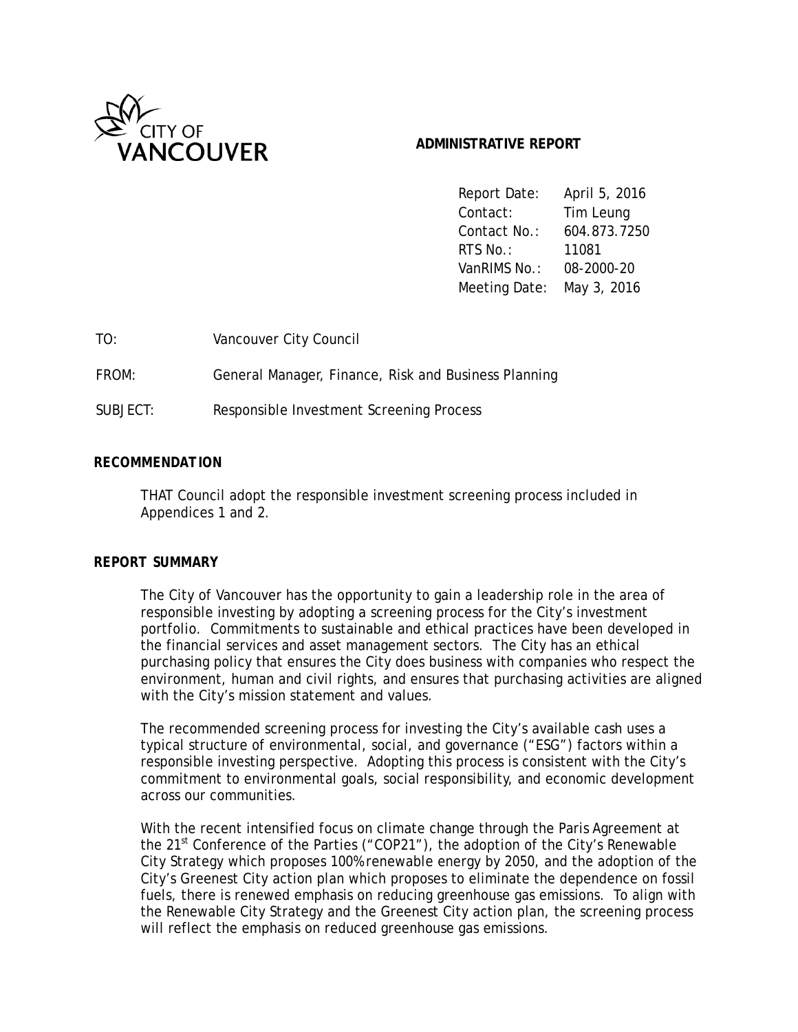CITY OF VANCOUVER

**ADMINISTRATIVE REPORT**

Report Date: April 5, 2016
Contact: Tim Leung
Contact No.: 604.873.7250
RTS No.: 11081
VanRIMS No.: 08-2000-20
Meeting Date: May 3, 2016

TO: Vancouver City Council

FROM: General Manager, Finance, Risk and Business Planning

SUBJECT: Responsible Investment Screening Process

## RECOMMENDATION

THAT Council adopt the responsible investment screening process included in Appendices 1 and 2.

## REPORT SUMMARY

The City of Vancouver has the opportunity to gain a leadership role in the area of responsible investing by adopting a screening process for the City's investment portfolio. Commitments to sustainable and ethical practices have been developed in the financial services and asset management sectors. The City has an ethical purchasing policy that ensures the City does business with companies who respect the environment, human and civil rights, and ensures that purchasing activities are aligned with the City's mission statement and values.

The recommended screening process for investing the City's available cash uses a typical structure of environmental, social, and governance ("ESG") factors within a responsible investing perspective. Adopting this process is consistent with the City's commitment to environmental goals, social responsibility, and economic development across our communities.

With the recent intensified focus on climate change through the Paris Agreement at the 21st Conference of the Parties ("COP21"), the adoption of the City's Renewable City Strategy which proposes 100% renewable energy by 2050, and the adoption of the City's Greenest City action plan which proposes to eliminate the dependence on fossil fuels, there is renewed emphasis on reducing greenhouse gas emissions. To align with the Renewable City Strategy and the Greenest City action plan, the screening process will reflect the emphasis on reduced greenhouse gas emissions.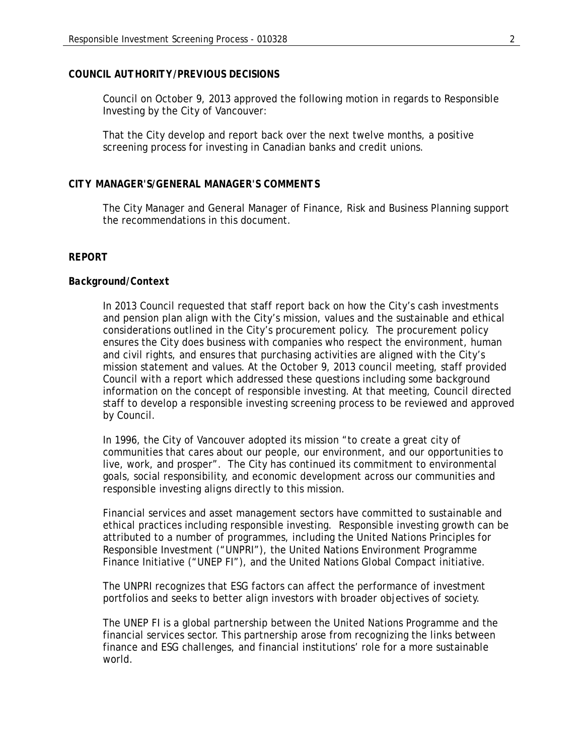## COUNCIL AUTHORITY/PREVIOUS DECISIONS

Council on October 9, 2013 approved the following motion in regards to Responsible Investing by the City of Vancouver:

That the City develop and report back over the next twelve months, a positive screening process for investing in Canadian banks and credit unions.

## CITY MANAGER'S/GENERAL MANAGER'S COMMENTS

The City Manager and General Manager of Finance, Risk and Business Planning support the recommendations in this document.

## REPORT

### Background/Context

In 2013 Council requested that staff report back on how the City's cash investments and pension plan align with the City's mission, values and the sustainable and ethical considerations outlined in the City's procurement policy. The procurement policy ensures the City does business with companies who respect the environment, human and civil rights, and ensures that purchasing activities are aligned with the City's mission statement and values. At the October 9, 2013 council meeting, staff provided Council with a report which addressed these questions including some background information on the concept of responsible investing. At that meeting, Council directed staff to develop a responsible investing screening process to be reviewed and approved by Council.

In 1996, the City of Vancouver adopted its mission "to create a great city of communities that cares about our people, our environment, and our opportunities to live, work, and prosper". The City has continued its commitment to environmental goals, social responsibility, and economic development across our communities and responsible investing aligns directly to this mission.

Financial services and asset management sectors have committed to sustainable and ethical practices including responsible investing. Responsible investing growth can be attributed to a number of programmes, including the United Nations Principles for Responsible Investment ("UNPRI"), the United Nations Environment Programme Finance Initiative ("UNEP FI"), and the United Nations Global Compact initiative.

The UNPRI recognizes that ESG factors can affect the performance of investment portfolios and seeks to better align investors with broader objectives of society.

The UNEP FI is a global partnership between the United Nations Programme and the financial services sector. This partnership arose from recognizing the links between finance and ESG challenges, and financial institutions' role for a more sustainable world.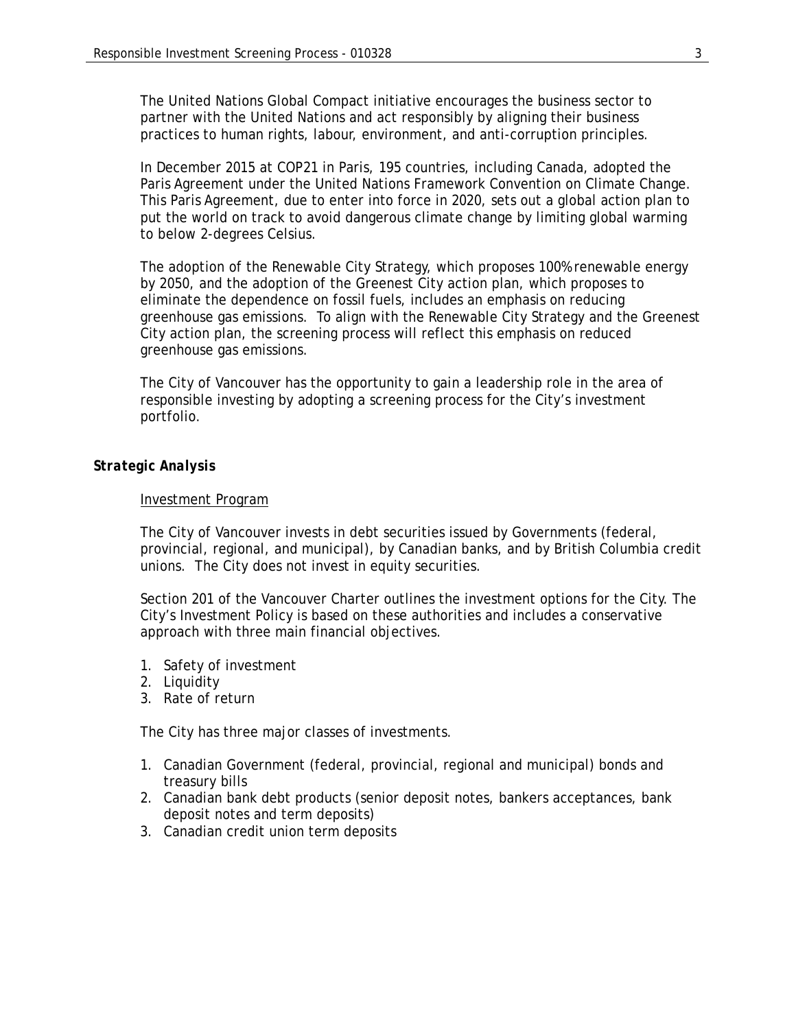The United Nations Global Compact initiative encourages the business sector to partner with the United Nations and act responsibly by aligning their business practices to human rights, labour, environment, and anti-corruption principles.

In December 2015 at COP21 in Paris, 195 countries, including Canada, adopted the Paris Agreement under the United Nations Framework Convention on Climate Change. This Paris Agreement, due to enter into force in 2020, sets out a global action plan to put the world on track to avoid dangerous climate change by limiting global warming to below 2-degrees Celsius.

The adoption of the Renewable City Strategy, which proposes 100% renewable energy by 2050, and the adoption of the Greenest City action plan, which proposes to eliminate the dependence on fossil fuels, includes an emphasis on reducing greenhouse gas emissions. To align with the Renewable City Strategy and the Greenest City action plan, the screening process will reflect this emphasis on reduced greenhouse gas emissions.

The City of Vancouver has the opportunity to gain a leadership role in the area of responsible investing by adopting a screening process for the City's investment portfolio.

### *Strategic Analysis*

Investment Program

The City of Vancouver invests in debt securities issued by Governments (federal, provincial, regional, and municipal), by Canadian banks, and by British Columbia credit unions. The City does not invest in equity securities.

Section 201 of the Vancouver Charter outlines the investment options for the City. The City's Investment Policy is based on these authorities and includes a conservative approach with three main financial objectives.

1. Safety of investment
2. Liquidity
3. Rate of return

The City has three major classes of investments.

1. Canadian Government (federal, provincial, regional and municipal) bonds and treasury bills
2. Canadian bank debt products (senior deposit notes, bankers acceptances, bank deposit notes and term deposits)
3. Canadian credit union term deposits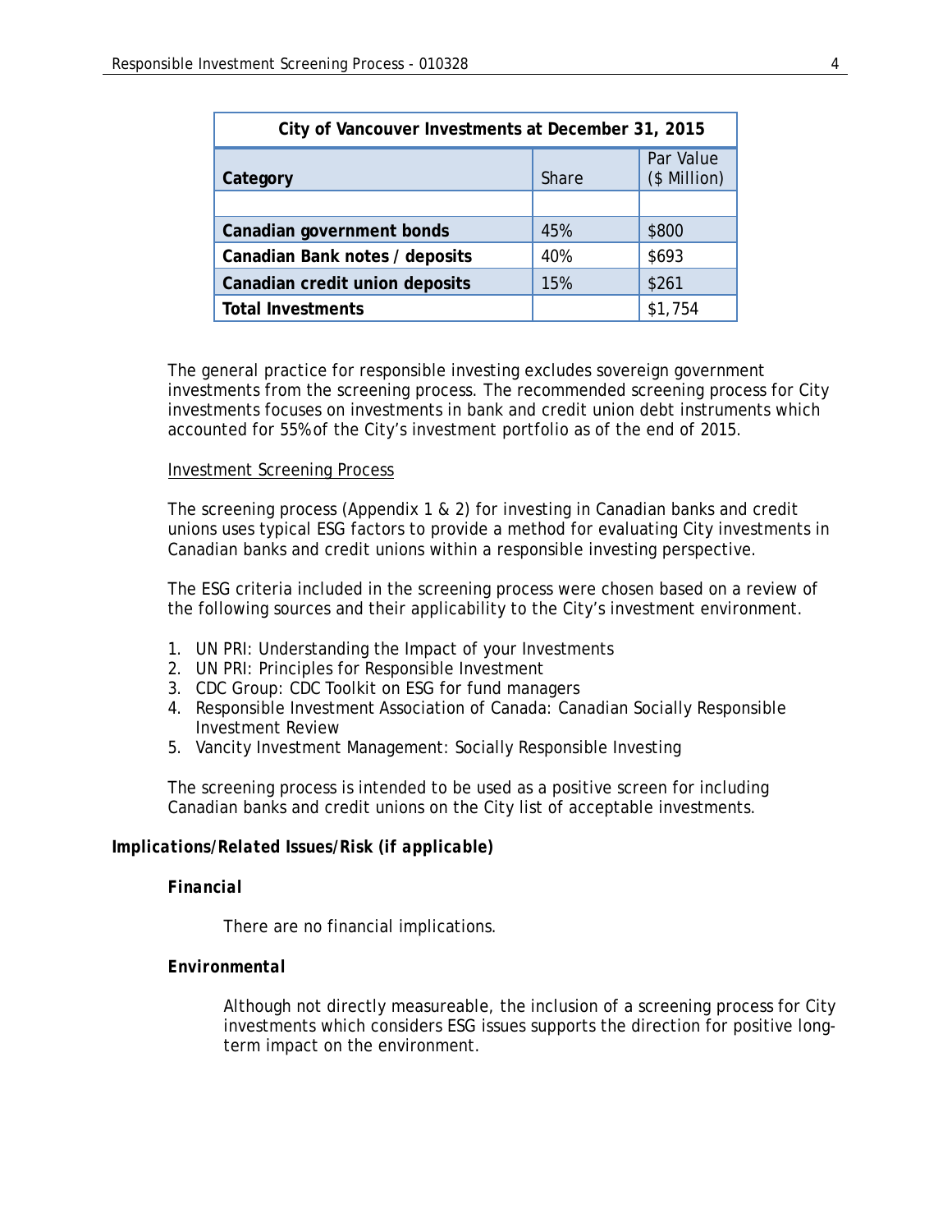| City of Vancouver Investments at December 31, 2015 | | |
|---|---|---|
| **Category** | Share | Par Value ($ Million) |
| | | |
| **Canadian government bonds** | 45% | $800 |
| **Canadian Bank notes / deposits** | 40% | $693 |
| **Canadian credit union deposits** | 15% | $261 |
| **Total Investments** | | $1,754 |

The general practice for responsible investing excludes sovereign government investments from the screening process. The recommended screening process for City investments focuses on investments in bank and credit union debt instruments which accounted for 55% of the City's investment portfolio as of the end of 2015.

Investment Screening Process

The screening process (Appendix 1 & 2) for investing in Canadian banks and credit unions uses typical ESG factors to provide a method for evaluating City investments in Canadian banks and credit unions within a responsible investing perspective.

The ESG criteria included in the screening process were chosen based on a review of the following sources and their applicability to the City's investment environment.

1. UN PRI: Understanding the Impact of your Investments
2. UN PRI: Principles for Responsible Investment
3. CDC Group: CDC Toolkit on ESG for fund managers
4. Responsible Investment Association of Canada: Canadian Socially Responsible Investment Review
5. Vancity Investment Management: Socially Responsible Investing

The screening process is intended to be used as a positive screen for including Canadian banks and credit unions on the City list of acceptable investments.

***Implications/Related Issues/Risk (if applicable)***

***Financial***

There are no financial implications.

***Environmental***

Although not directly measureable, the inclusion of a screening process for City investments which considers ESG issues supports the direction for positive long-term impact on the environment.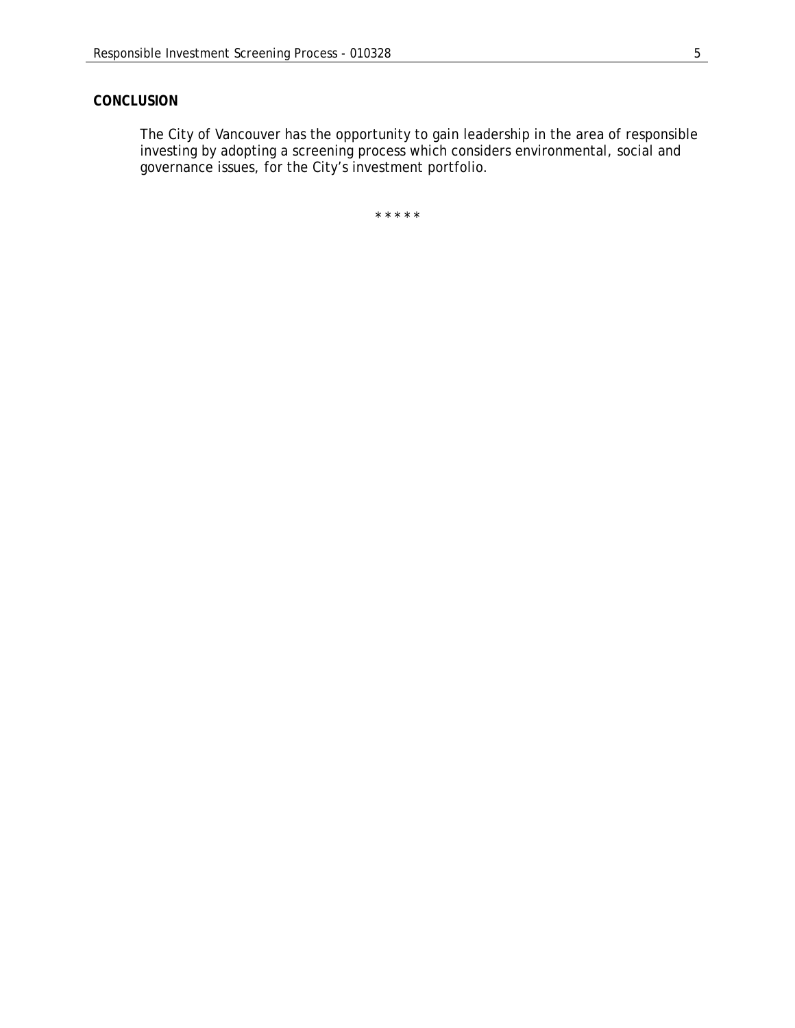## CONCLUSION

The City of Vancouver has the opportunity to gain leadership in the area of responsible investing by adopting a screening process which considers environmental, social and governance issues, for the City's investment portfolio.

* * * * *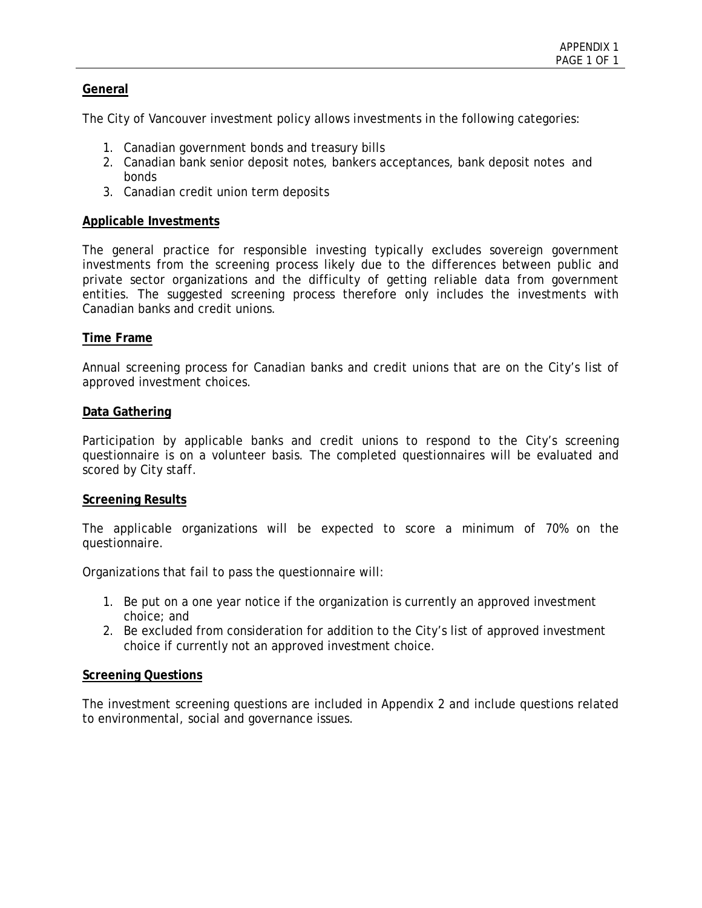APPENDIX 1

**General**

The City of Vancouver investment policy allows investments in the following categories:

1. Canadian government bonds and treasury bills
2. Canadian bank senior deposit notes, bankers acceptances, bank deposit notes and bonds
3. Canadian credit union term deposits

**Applicable Investments**

The general practice for responsible investing typically excludes sovereign government investments from the screening process likely due to the differences between public and private sector organizations and the difficulty of getting reliable data from government entities. The suggested screening process therefore only includes the investments with Canadian banks and credit unions.

**Time Frame**

Annual screening process for Canadian banks and credit unions that are on the City's list of approved investment choices.

**Data Gathering**

Participation by applicable banks and credit unions to respond to the City's screening questionnaire is on a volunteer basis. The completed questionnaires will be evaluated and scored by City staff.

**Screening Results**

The applicable organizations will be expected to score a minimum of 70% on the questionnaire.

Organizations that fail to pass the questionnaire will:

1. Be put on a one year notice if the organization is currently an approved investment choice; and
2. Be excluded from consideration for addition to the City's list of approved investment choice if currently not an approved investment choice.

**Screening Questions**

The investment screening questions are included in Appendix 2 and include questions related to environmental, social and governance issues.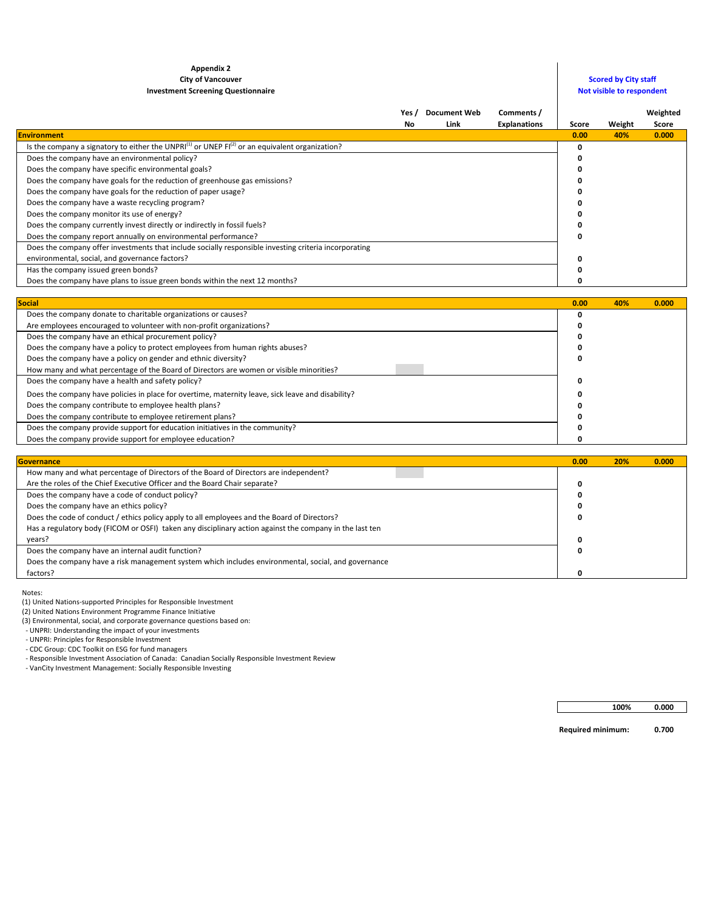**Appendix 2**
**City of Vancouver**
**Investment Screening Questionnaire**

**Scored by City staff**
**Not visible to respondent**

| | Yes / No | Document Web Link | Comments / Explanations | Score | Weight | Weighted Score |
|---|---|---|---|---|---|---|
| **Environment** | | | | **0.00** | **40%** | **0.000** |
| Is the company a signatory to either the UNPRI[1] or UNEP FI[2] or an equivalent organization? | | | | 0 | | |
| Does the company have an environmental policy? | | | | 0 | | |
| Does the company have specific environmental goals? | | | | 0 | | |
| Does the company have goals for the reduction of greenhouse gas emissions? | | | | 0 | | |
| Does the company have goals for the reduction of paper usage? | | | | 0 | | |
| Does the company have a waste recycling program? | | | | 0 | | |
| Does the company monitor its use of energy? | | | | 0 | | |
| Does the company currently invest directly or indirectly in fossil fuels? | | | | 0 | | |
| Does the company report annually on environmental performance? | | | | 0 | | |
| Does the company offer investments that include socially responsible investing criteria incorporating environmental, social, and governance factors? | | | | 0 | | |
| Has the company issued green bonds? | | | | 0 | | |
| Does the company have plans to issue green bonds within the next 12 months? | | | | 0 | | |
| **Social** | | | | **0.00** | **40%** | **0.000** |
| Does the company donate to charitable organizations or causes? | | | | 0 | | |
| Are employees encouraged to volunteer with non-profit organizations? | | | | 0 | | |
| Does the company have an ethical procurement policy? | | | | 0 | | |
| Does the company have a policy to protect employees from human rights abuses? | | | | 0 | | |
| Does the company have a policy on gender and ethnic diversity? | | | | 0 | | |
| How many and what percentage of the Board of Directors are women or visible minorities? | | | | | | |
| Does the company have a health and safety policy? | | | | 0 | | |
| Does the company have policies in place for overtime, maternity leave, sick leave and disability? | | | | 0 | | |
| Does the company contribute to employee health plans? | | | | 0 | | |
| Does the company contribute to employee retirement plans? | | | | 0 | | |
| Does the company provide support for education initiatives in the community? | | | | 0 | | |
| Does the company provide support for employee education? | | | | 0 | | |
| **Governance** | | | | **0.00** | **20%** | **0.000** |
| How many and what percentage of Directors of the Board of Directors are independent? | | | | | | |
| Are the roles of the Chief Executive Officer and the Board Chair separate? | | | | 0 | | |
| Does the company have a code of conduct policy? | | | | 0 | | |
| Does the company have an ethics policy? | | | | 0 | | |
| Does the code of conduct / ethics policy apply to all employees and the Board of Directors? | | | | 0 | | |
| Has a regulatory body (FICOM or OSFI) taken any disciplinary action against the company in the last ten years? | | | | 0 | | |
| Does the company have an internal audit function? | | | | 0 | | |
| Does the company have a risk management system which includes environmental, social, and governance factors? | | | | 0 | | |

Notes:
(1) United Nations-supported Principles for Responsible Investment
(2) United Nations Environment Programme Finance Initiative
(3) Environmental, social, and corporate governance questions based on:
- UNPRI: Understanding the impact of your investments
- UNPRI: Principles for Responsible Investment
- CDC Group: CDC Toolkit on ESG for fund managers
- Responsible Investment Association of Canada: Canadian Socially Responsible Investment Review
- VanCity Investment Management: Socially Responsible Investing

| | Weight | Weighted Score |
|---|---|---|
| | 100% | 0.000 |
| **Required minimum:** | | **0.700** |